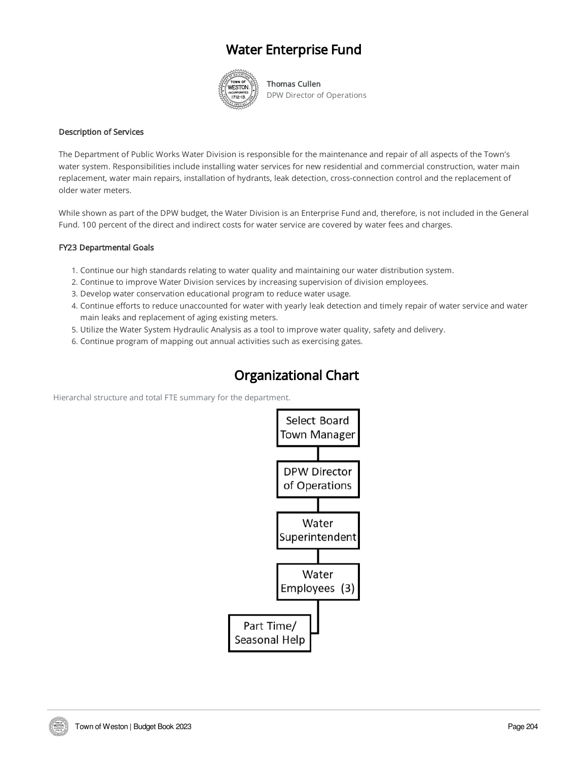# Water Enterprise Fund

**Thomas Cullen**
DPW Director of Operations

**Description of Services**

The Department of Public Works Water Division is responsible for the maintenance and repair of all aspects of the Town's water system. Responsibilities include installing water services for new residential and commercial construction, water main replacement, water main repairs, installation of hydrants, leak detection, cross-connection control and the replacement of older water meters.

While shown as part of the DPW budget, the Water Division is an Enterprise Fund and, therefore, is not included in the General Fund. 100 percent of the direct and indirect costs for water service are covered by water fees and charges.

**FY23 Departmental Goals**

1. Continue our high standards relating to water quality and maintaining our water distribution system.
2. Continue to improve Water Division services by increasing supervision of division employees.
3. Develop water conservation educational program to reduce water usage.
4. Continue efforts to reduce unaccounted for water with yearly leak detection and timely repair of water service and water main leaks and replacement of aging existing meters.
5. Utilize the Water System Hydraulic Analysis as a tool to improve water quality, safety and delivery.
6. Continue program of mapping out annual activities such as exercising gates.

## Organizational Chart

Hierarchal structure and total FTE summary for the department.

- Select Board / Town Manager
  - DPW Director of Operations
    - Water Superintendent
      - Water Employees (3)
        - Part Time/ Seasonal Help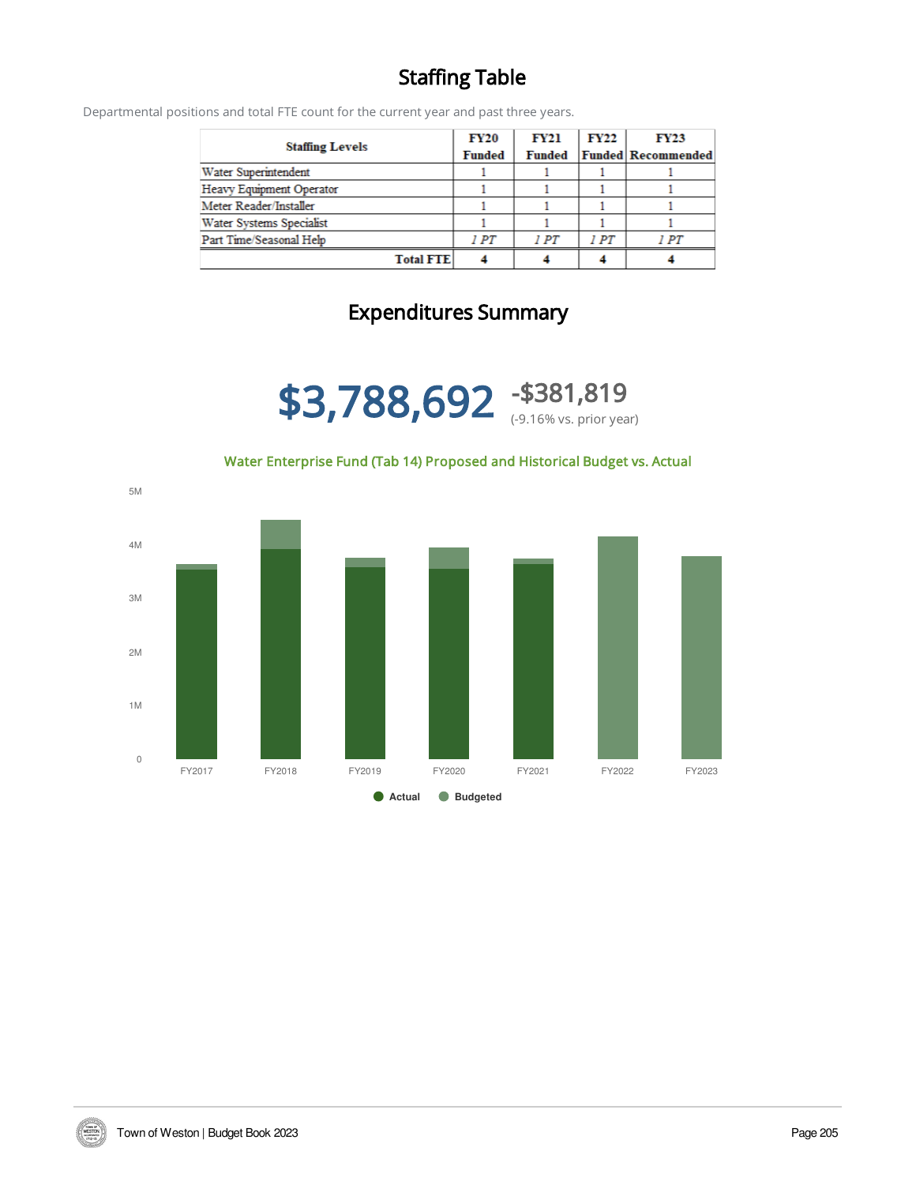## Staffing Table

Departmental positions and total FTE count for the current year and past three years.

| Staffing Levels | FY20 Funded | FY21 Funded | FY22 Funded | FY23 Recommended |
|---|---|---|---|---|
| Water Superintendent | 1 | 1 | 1 | 1 |
| Heavy Equipment Operator | 1 | 1 | 1 | 1 |
| Meter Reader/Installer | 1 | 1 | 1 | 1 |
| Water Systems Specialist | 1 | 1 | 1 | 1 |
| Part Time/Seasonal Help | *1 PT* | *1 PT* | *1 PT* | *1 PT* |
| **Total FTE** | **4** | **4** | **4** | **4** |

## Expenditures Summary

**$3,788,692** -$381,819 (-9.16% vs. prior year)

Water Enterprise Fund (Tab 14) Proposed and Historical Budget vs. Actual

Chart: Actual and Budgeted amounts, FY2017–FY2023 (y-axis 0 to 5M). Legend: Actual, Budgeted.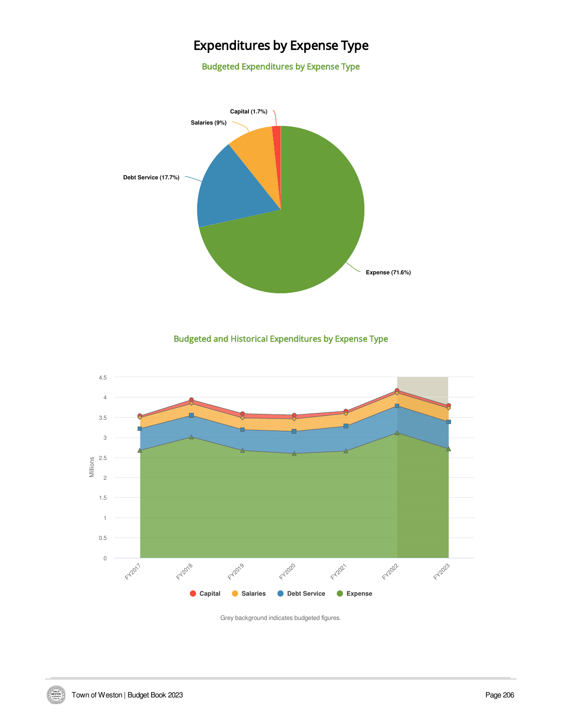# Expenditures by Expense Type

## Budgeted Expenditures by Expense Type

Capital (1.7%)

Salaries (9%)

Debt Service (17.7%)

Expense (71.6%)

## Budgeted and Historical Expenditures by Expense Type

Grey background indicates budgeted figures.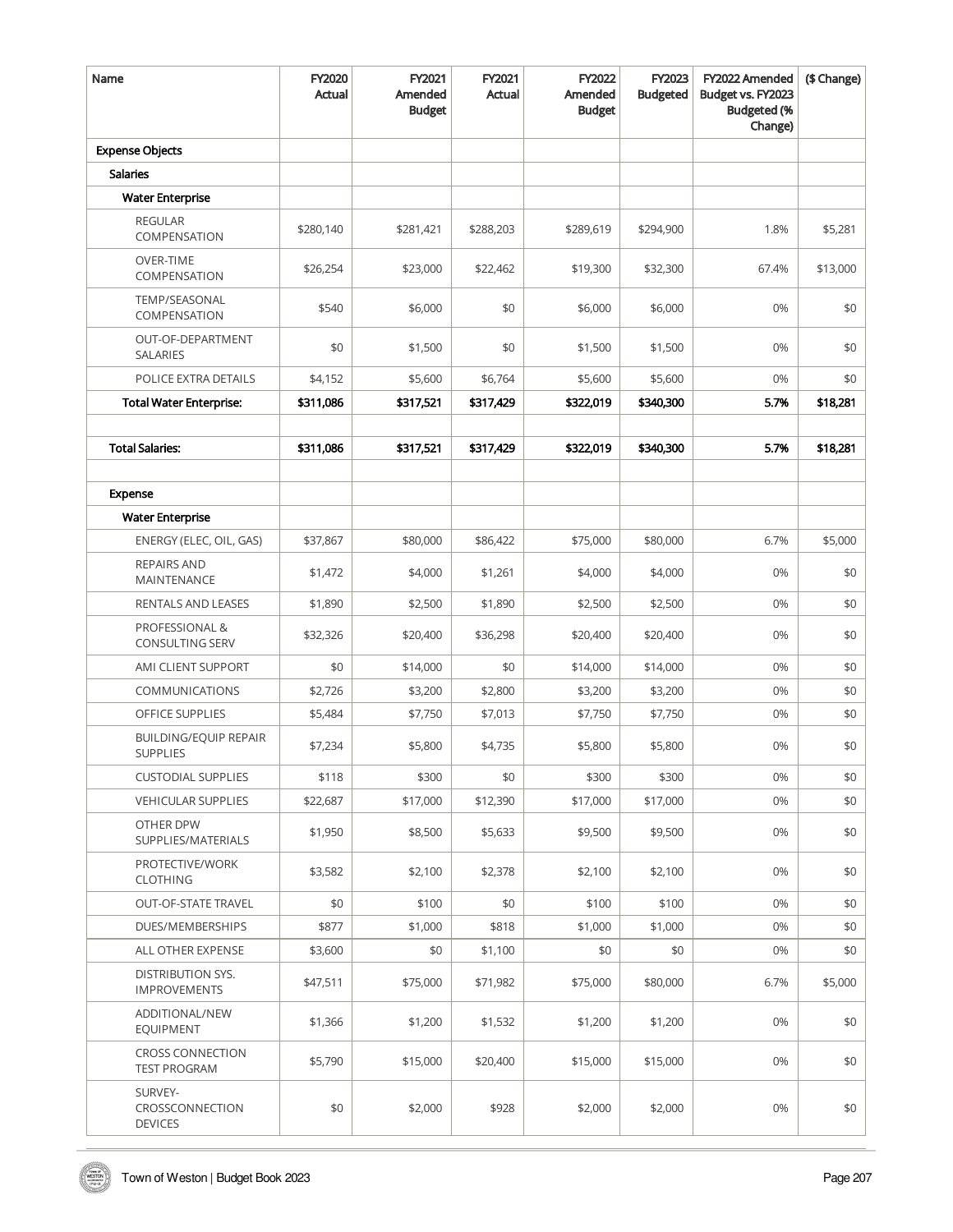| Name | FY2020 Actual | FY2021 Amended Budget | FY2021 Actual | FY2022 Amended Budget | FY2023 Budgeted | FY2022 Amended Budget vs. FY2023 Budgeted (% Change) | ($ Change) |
|---|---|---|---|---|---|---|---|
| **Expense Objects** | | | | | | | |
| **Salaries** | | | | | | | |
| **Water Enterprise** | | | | | | | |
| REGULAR COMPENSATION | $280,140 | $281,421 | $288,203 | $289,619 | $294,900 | 1.8% | $5,281 |
| OVER-TIME COMPENSATION | $26,254 | $23,000 | $22,462 | $19,300 | $32,300 | 67.4% | $13,000 |
| TEMP/SEASONAL COMPENSATION | $540 | $6,000 | $0 | $6,000 | $6,000 | 0% | $0 |
| OUT-OF-DEPARTMENT SALARIES | $0 | $1,500 | $0 | $1,500 | $1,500 | 0% | $0 |
| POLICE EXTRA DETAILS | $4,152 | $5,600 | $6,764 | $5,600 | $5,600 | 0% | $0 |
| **Total Water Enterprise:** | **$311,086** | **$317,521** | **$317,429** | **$322,019** | **$340,300** | **5.7%** | **$18,281** |
| | | | | | | | |
| **Total Salaries:** | **$311,086** | **$317,521** | **$317,429** | **$322,019** | **$340,300** | **5.7%** | **$18,281** |
| | | | | | | | |
| **Expense** | | | | | | | |
| **Water Enterprise** | | | | | | | |
| ENERGY (ELEC, OIL, GAS) | $37,867 | $80,000 | $86,422 | $75,000 | $80,000 | 6.7% | $5,000 |
| REPAIRS AND MAINTENANCE | $1,472 | $4,000 | $1,261 | $4,000 | $4,000 | 0% | $0 |
| RENTALS AND LEASES | $1,890 | $2,500 | $1,890 | $2,500 | $2,500 | 0% | $0 |
| PROFESSIONAL & CONSULTING SERV | $32,326 | $20,400 | $36,298 | $20,400 | $20,400 | 0% | $0 |
| AMI CLIENT SUPPORT | $0 | $14,000 | $0 | $14,000 | $14,000 | 0% | $0 |
| COMMUNICATIONS | $2,726 | $3,200 | $2,800 | $3,200 | $3,200 | 0% | $0 |
| OFFICE SUPPLIES | $5,484 | $7,750 | $7,013 | $7,750 | $7,750 | 0% | $0 |
| BUILDING/EQUIP REPAIR SUPPLIES | $7,234 | $5,800 | $4,735 | $5,800 | $5,800 | 0% | $0 |
| CUSTODIAL SUPPLIES | $118 | $300 | $0 | $300 | $300 | 0% | $0 |
| VEHICULAR SUPPLIES | $22,687 | $17,000 | $12,390 | $17,000 | $17,000 | 0% | $0 |
| OTHER DPW SUPPLIES/MATERIALS | $1,950 | $8,500 | $5,633 | $9,500 | $9,500 | 0% | $0 |
| PROTECTIVE/WORK CLOTHING | $3,582 | $2,100 | $2,378 | $2,100 | $2,100 | 0% | $0 |
| OUT-OF-STATE TRAVEL | $0 | $100 | $0 | $100 | $100 | 0% | $0 |
| DUES/MEMBERSHIPS | $877 | $1,000 | $818 | $1,000 | $1,000 | 0% | $0 |
| ALL OTHER EXPENSE | $3,600 | $0 | $1,100 | $0 | $0 | 0% | $0 |
| DISTRIBUTION SYS. IMPROVEMENTS | $47,511 | $75,000 | $71,982 | $75,000 | $80,000 | 6.7% | $5,000 |
| ADDITIONAL/NEW EQUIPMENT | $1,366 | $1,200 | $1,532 | $1,200 | $1,200 | 0% | $0 |
| CROSS CONNECTION TEST PROGRAM | $5,790 | $15,000 | $20,400 | $15,000 | $15,000 | 0% | $0 |
| SURVEY-CROSSCONNECTION DEVICES | $0 | $2,000 | $928 | $2,000 | $2,000 | 0% | $0 |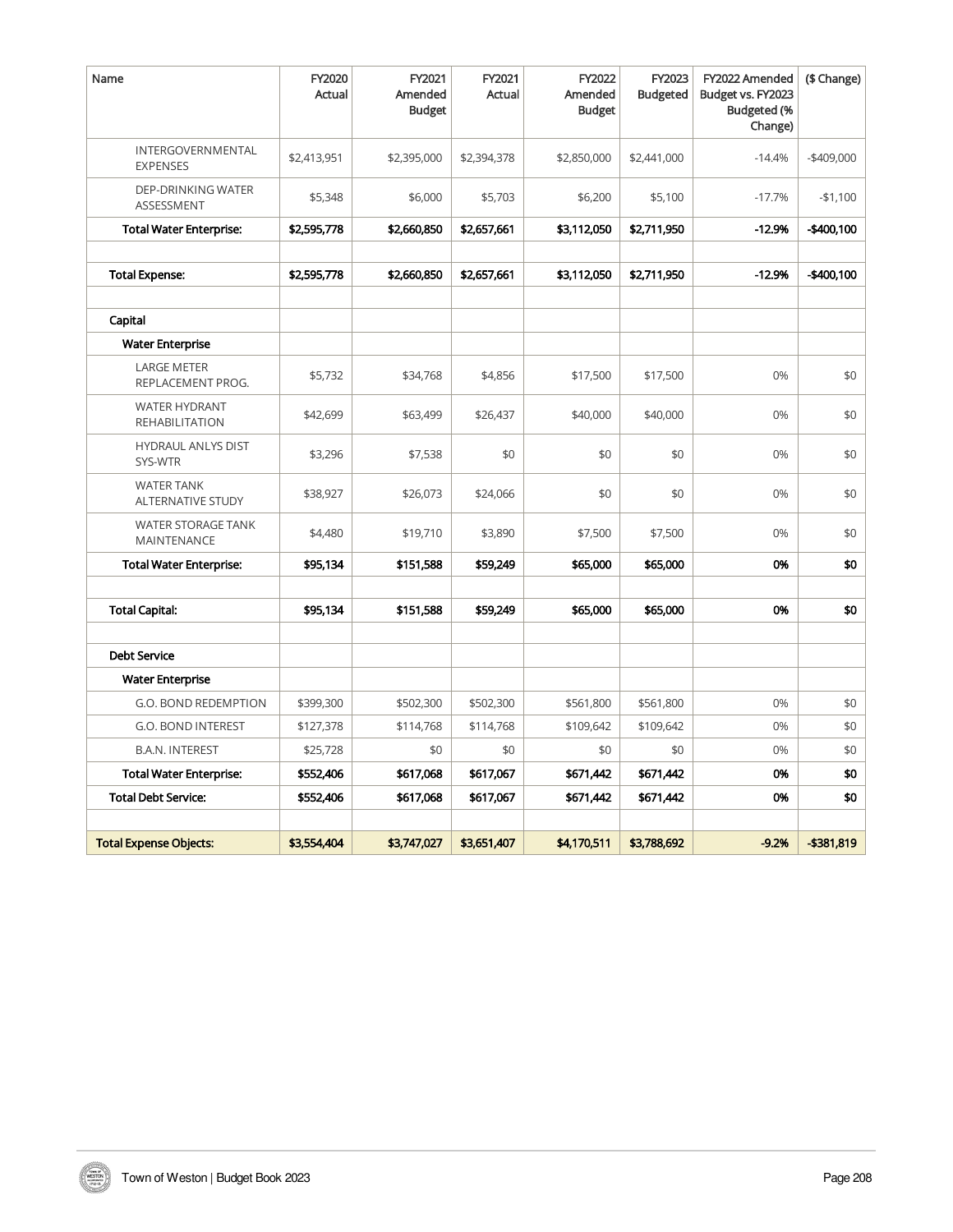| Name | FY2020 Actual | FY2021 Amended Budget | FY2021 Actual | FY2022 Amended Budget | FY2023 Budgeted | FY2022 Amended Budget vs. FY2023 Budgeted (% Change) | ($ Change) |
|---|---|---|---|---|---|---|---|
| INTERGOVERNMENTAL EXPENSES | $2,413,951 | $2,395,000 | $2,394,378 | $2,850,000 | $2,441,000 | -14.4% | -$409,000 |
| DEP-DRINKING WATER ASSESSMENT | $5,348 | $6,000 | $5,703 | $6,200 | $5,100 | -17.7% | -$1,100 |
| **Total Water Enterprise:** | **$2,595,778** | **$2,660,850** | **$2,657,661** | **$3,112,050** | **$2,711,950** | **-12.9%** | **-$400,100** |
| | | | | | | | |
| **Total Expense:** | **$2,595,778** | **$2,660,850** | **$2,657,661** | **$3,112,050** | **$2,711,950** | **-12.9%** | **-$400,100** |
| | | | | | | | |
| Capital | | | | | | | |
| Water Enterprise | | | | | | | |
| LARGE METER REPLACEMENT PROG. | $5,732 | $34,768 | $4,856 | $17,500 | $17,500 | 0% | $0 |
| WATER HYDRANT REHABILITATION | $42,699 | $63,499 | $26,437 | $40,000 | $40,000 | 0% | $0 |
| HYDRAUL ANLYS DIST SYS-WTR | $3,296 | $7,538 | $0 | $0 | $0 | 0% | $0 |
| WATER TANK ALTERNATIVE STUDY | $38,927 | $26,073 | $24,066 | $0 | $0 | 0% | $0 |
| WATER STORAGE TANK MAINTENANCE | $4,480 | $19,710 | $3,890 | $7,500 | $7,500 | 0% | $0 |
| **Total Water Enterprise:** | **$95,134** | **$151,588** | **$59,249** | **$65,000** | **$65,000** | **0%** | **$0** |
| | | | | | | | |
| **Total Capital:** | **$95,134** | **$151,588** | **$59,249** | **$65,000** | **$65,000** | **0%** | **$0** |
| | | | | | | | |
| Debt Service | | | | | | | |
| Water Enterprise | | | | | | | |
| G.O. BOND REDEMPTION | $399,300 | $502,300 | $502,300 | $561,800 | $561,800 | 0% | $0 |
| G.O. BOND INTEREST | $127,378 | $114,768 | $114,768 | $109,642 | $109,642 | 0% | $0 |
| B.A.N. INTEREST | $25,728 | $0 | $0 | $0 | $0 | 0% | $0 |
| **Total Water Enterprise:** | **$552,406** | **$617,068** | **$617,067** | **$671,442** | **$671,442** | **0%** | **$0** |
| **Total Debt Service:** | **$552,406** | **$617,068** | **$617,067** | **$671,442** | **$671,442** | **0%** | **$0** |
| | | | | | | | |
| **Total Expense Objects:** | **$3,554,404** | **$3,747,027** | **$3,651,407** | **$4,170,511** | **$3,788,692** | **-9.2%** | **-$381,819** |